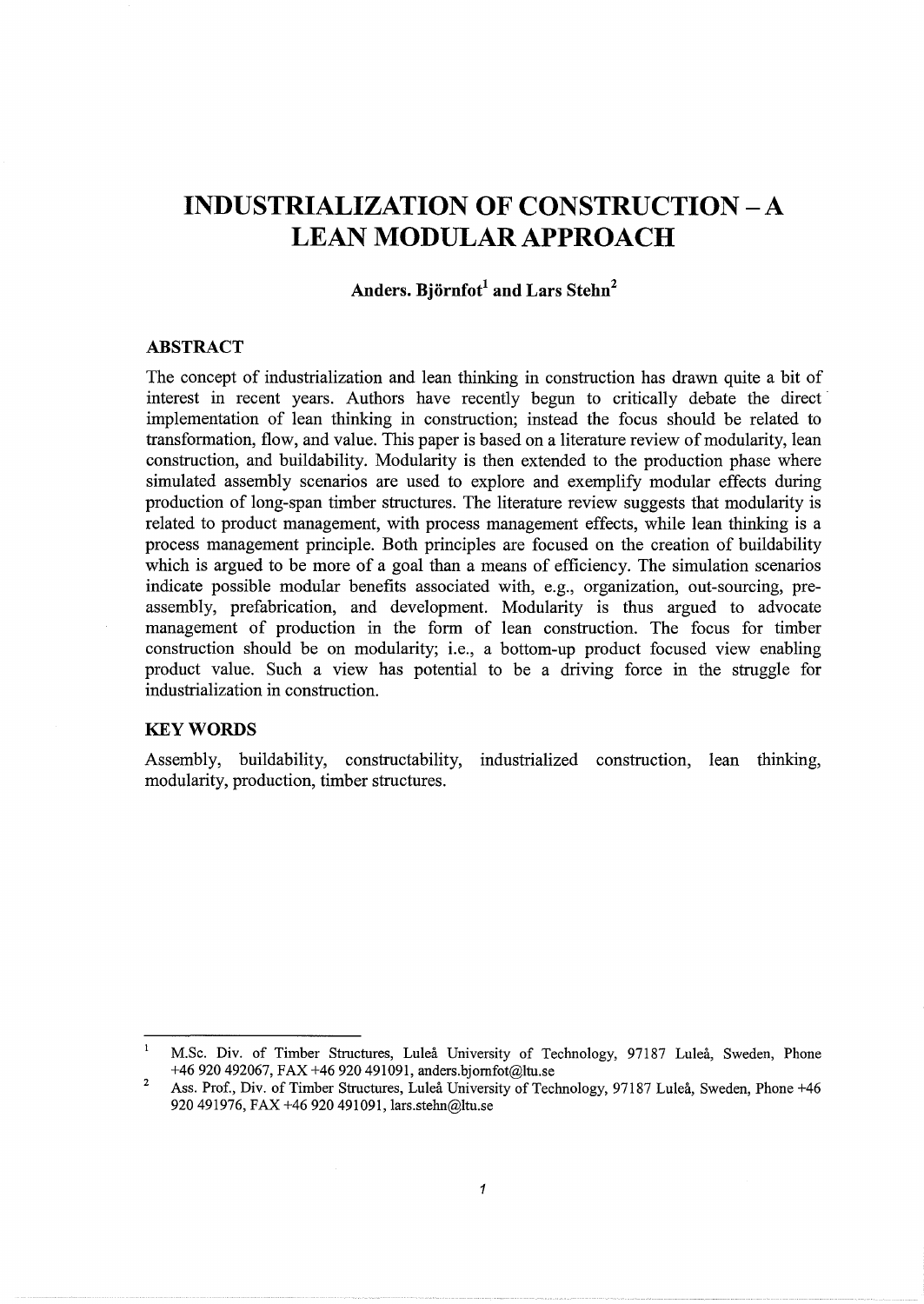# INDUSTRIALIZATION OF CONSTRUCTION – A LEAN MODULAR APPROACH

**Anders. Björnfot[1] and Lars Stehn[2]**

## ABSTRACT

The concept of industrialization and lean thinking in construction has drawn quite a bit of interest in recent years. Authors have recently begun to critically debate the direct implementation of lean thinking in construction; instead the focus should be related to transformation, flow, and value. This paper is based on a literature review of modularity, lean construction, and buildability. Modularity is then extended to the production phase where simulated assembly scenarios are used to explore and exemplify modular effects during production of long-span timber structures. The literature review suggests that modularity is related to product management, with process management effects, while lean thinking is a process management principle. Both principles are focused on the creation of buildability which is argued to be more of a goal than a means of efficiency. The simulation scenarios indicate possible modular benefits associated with, e.g., organization, out-sourcing, pre-assembly, prefabrication, and development. Modularity is thus argued to advocate management of production in the form of lean construction. The focus for timber construction should be on modularity; i.e., a bottom-up product focused view enabling product value. Such a view has potential to be a driving force in the struggle for industrialization in construction.

## KEY WORDS

Assembly, buildability, constructability, industrialized construction, lean thinking, modularity, production, timber structures.

---

[1] M.Sc. Div. of Timber Structures, Luleå University of Technology, 97187 Luleå, Sweden, Phone +46 920 492067, FAX +46 920 491091, anders.bjornfot@ltu.se

[2] Ass. Prof., Div. of Timber Structures, Luleå University of Technology, 97187 Luleå, Sweden, Phone +46 920 491976, FAX +46 920 491091, lars.stehn@ltu.se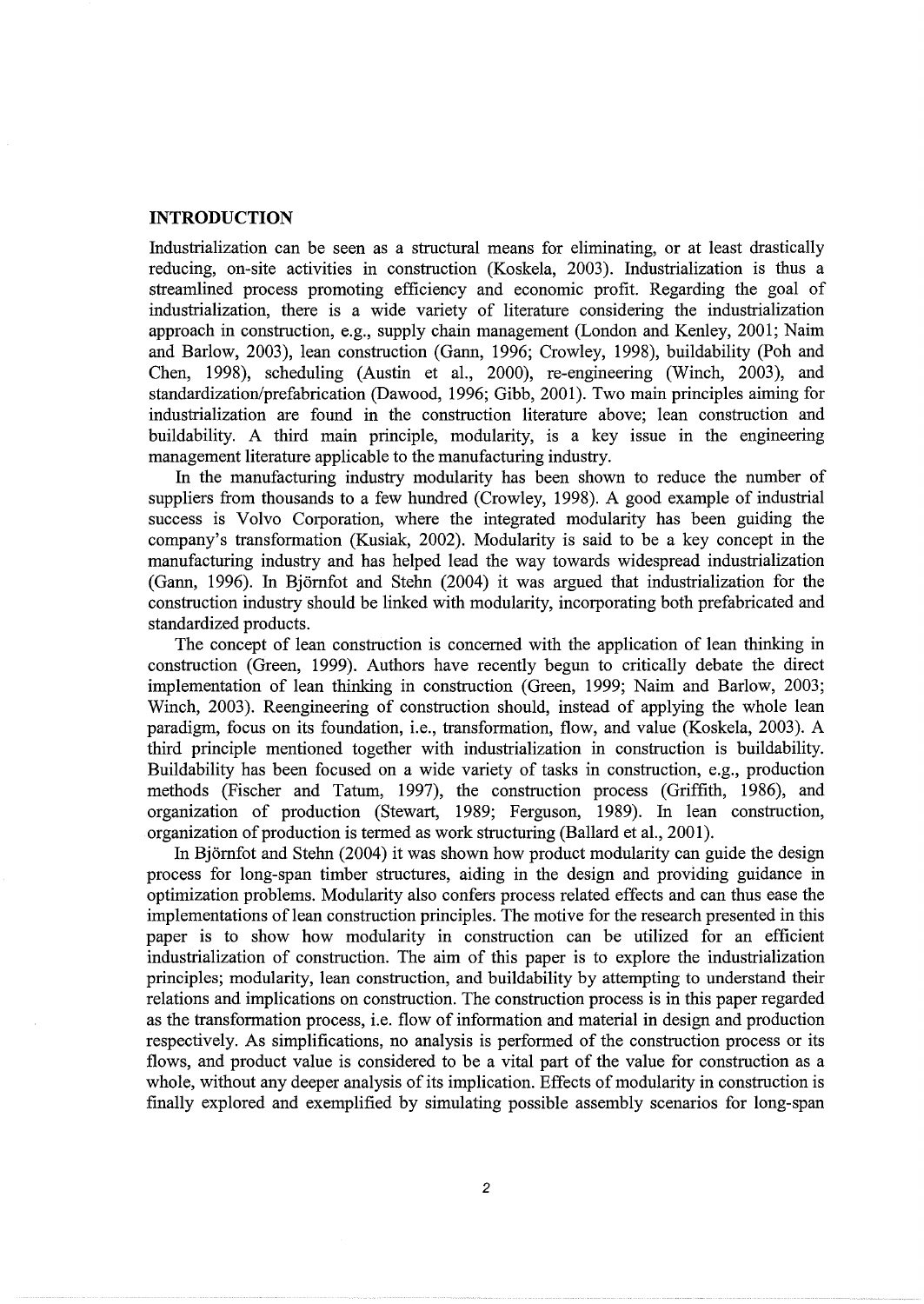## INTRODUCTION

Industrialization can be seen as a structural means for eliminating, or at least drastically reducing, on-site activities in construction (Koskela, 2003). Industrialization is thus a streamlined process promoting efficiency and economic profit. Regarding the goal of industrialization, there is a wide variety of literature considering the industrialization approach in construction, e.g., supply chain management (London and Kenley, 2001; Naim and Barlow, 2003), lean construction (Gann, 1996; Crowley, 1998), buildability (Poh and Chen, 1998), scheduling (Austin et al., 2000), re-engineering (Winch, 2003), and standardization/prefabrication (Dawood, 1996; Gibb, 2001). Two main principles aiming for industrialization are found in the construction literature above; lean construction and buildability. A third main principle, modularity, is a key issue in the engineering management literature applicable to the manufacturing industry.

In the manufacturing industry modularity has been shown to reduce the number of suppliers from thousands to a few hundred (Crowley, 1998). A good example of industrial success is Volvo Corporation, where the integrated modularity has been guiding the company's transformation (Kusiak, 2002). Modularity is said to be a key concept in the manufacturing industry and has helped lead the way towards widespread industrialization (Gann, 1996). In Björnfot and Stehn (2004) it was argued that industrialization for the construction industry should be linked with modularity, incorporating both prefabricated and standardized products.

The concept of lean construction is concerned with the application of lean thinking in construction (Green, 1999). Authors have recently begun to critically debate the direct implementation of lean thinking in construction (Green, 1999; Naim and Barlow, 2003; Winch, 2003). Reengineering of construction should, instead of applying the whole lean paradigm, focus on its foundation, i.e., transformation, flow, and value (Koskela, 2003). A third principle mentioned together with industrialization in construction is buildability. Buildability has been focused on a wide variety of tasks in construction, e.g., production methods (Fischer and Tatum, 1997), the construction process (Griffith, 1986), and organization of production (Stewart, 1989; Ferguson, 1989). In lean construction, organization of production is termed as work structuring (Ballard et al., 2001).

In Björnfot and Stehn (2004) it was shown how product modularity can guide the design process for long-span timber structures, aiding in the design and providing guidance in optimization problems. Modularity also confers process related effects and can thus ease the implementations of lean construction principles. The motive for the research presented in this paper is to show how modularity in construction can be utilized for an efficient industrialization of construction. The aim of this paper is to explore the industrialization principles; modularity, lean construction, and buildability by attempting to understand their relations and implications on construction. The construction process is in this paper regarded as the transformation process, i.e. flow of information and material in design and production respectively. As simplifications, no analysis is performed of the construction process or its flows, and product value is considered to be a vital part of the value for construction as a whole, without any deeper analysis of its implication. Effects of modularity in construction is finally explored and exemplified by simulating possible assembly scenarios for long-span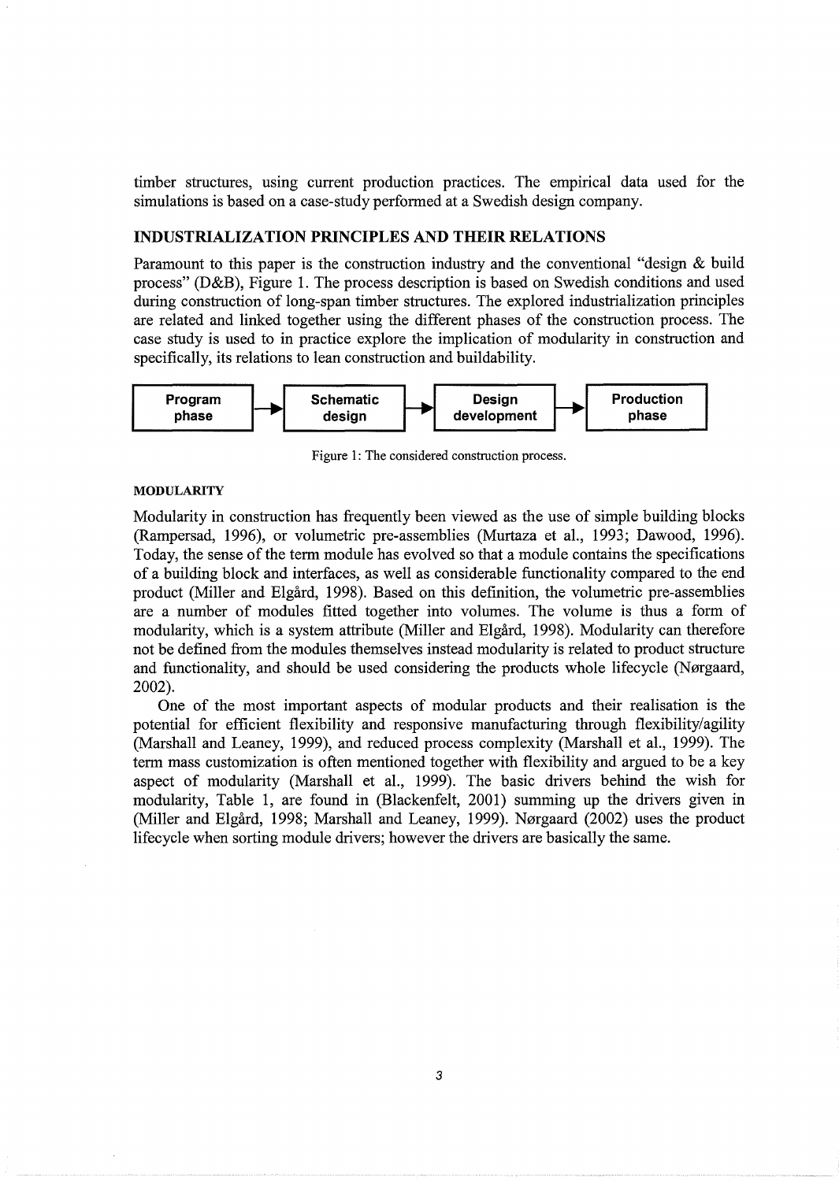timber structures, using current production practices. The empirical data used for the simulations is based on a case-study performed at a Swedish design company.

## INDUSTRIALIZATION PRINCIPLES AND THEIR RELATIONS

Paramount to this paper is the construction industry and the conventional "design & build process" (D&B), Figure 1. The process description is based on Swedish conditions and used during construction of long-span timber structures. The explored industrialization principles are related and linked together using the different phases of the construction process. The case study is used to in practice explore the implication of modularity in construction and specifically, its relations to lean construction and buildability.

**Program phase** → **Schematic design** → **Design development** → **Production phase**

Figure 1: The considered construction process.

### MODULARITY

Modularity in construction has frequently been viewed as the use of simple building blocks (Rampersad, 1996), or volumetric pre-assemblies (Murtaza et al., 1993; Dawood, 1996). Today, the sense of the term module has evolved so that a module contains the specifications of a building block and interfaces, as well as considerable functionality compared to the end product (Miller and Elgård, 1998). Based on this definition, the volumetric pre-assemblies are a number of modules fitted together into volumes. The volume is thus a form of modularity, which is a system attribute (Miller and Elgård, 1998). Modularity can therefore not be defined from the modules themselves instead modularity is related to product structure and functionality, and should be used considering the products whole lifecycle (Nørgaard, 2002).

One of the most important aspects of modular products and their realisation is the potential for efficient flexibility and responsive manufacturing through flexibility/agility (Marshall and Leaney, 1999), and reduced process complexity (Marshall et al., 1999). The term mass customization is often mentioned together with flexibility and argued to be a key aspect of modularity (Marshall et al., 1999). The basic drivers behind the wish for modularity, Table 1, are found in (Blackenfelt, 2001) summing up the drivers given in (Miller and Elgård, 1998; Marshall and Leaney, 1999). Nørgaard (2002) uses the product lifecycle when sorting module drivers; however the drivers are basically the same.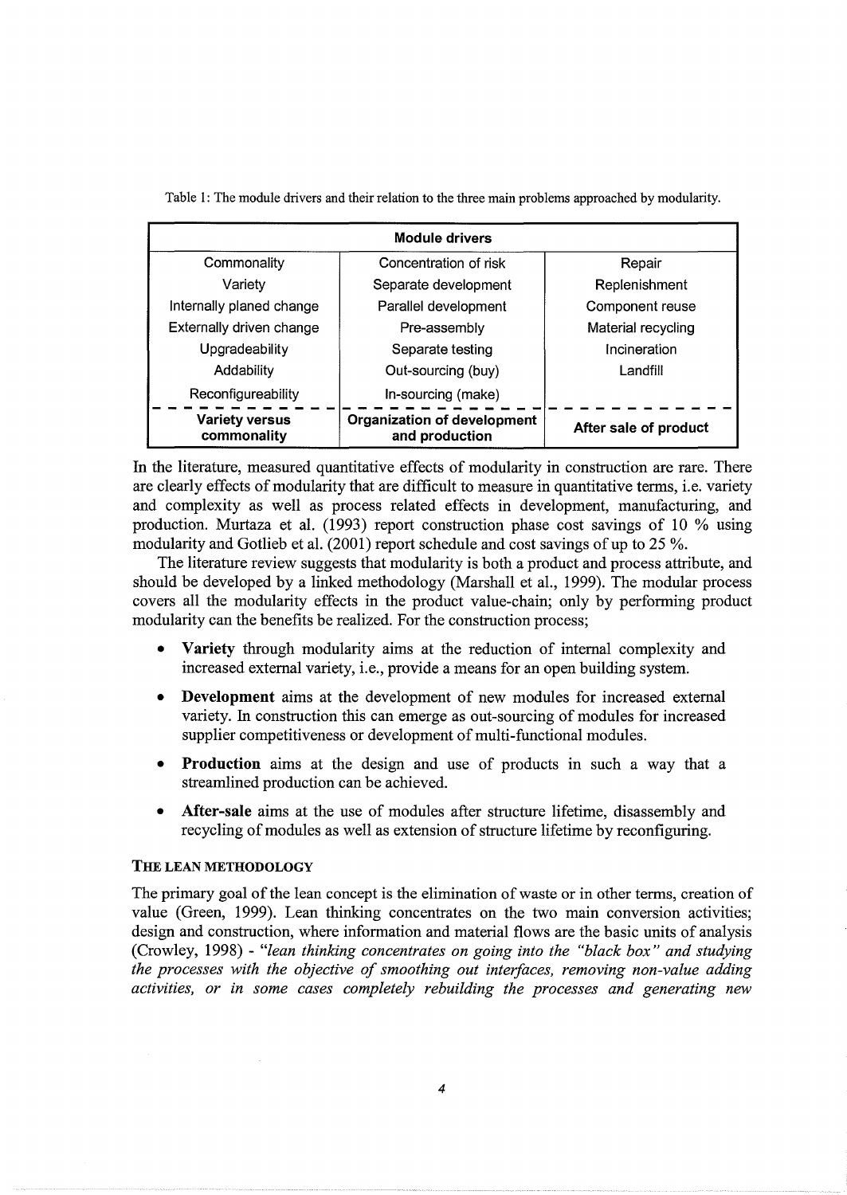Table 1: The module drivers and their relation to the three main problems approached by modularity.

| Module drivers | | |
|---|---|---|
| Commonality | Concentration of risk | Repair |
| Variety | Separate development | Replenishment |
| Internally planed change | Parallel development | Component reuse |
| Externally driven change | Pre-assembly | Material recycling |
| Upgradeability | Separate testing | Incineration |
| Addability | Out-sourcing (buy) | Landfill |
| Reconfigureability | In-sourcing (make) | |
| **Variety versus commonality** | **Organization of development and production** | **After sale of product** |

In the literature, measured quantitative effects of modularity in construction are rare. There are clearly effects of modularity that are difficult to measure in quantitative terms, i.e. variety and complexity as well as process related effects in development, manufacturing, and production. Murtaza et al. (1993) report construction phase cost savings of 10 % using modularity and Gotlieb et al. (2001) report schedule and cost savings of up to 25 %.

The literature review suggests that modularity is both a product and process attribute, and should be developed by a linked methodology (Marshall et al., 1999). The modular process covers all the modularity effects in the product value-chain; only by performing product modularity can the benefits be realized. For the construction process;

- **Variety** through modularity aims at the reduction of internal complexity and increased external variety, i.e., provide a means for an open building system.
- **Development** aims at the development of new modules for increased external variety. In construction this can emerge as out-sourcing of modules for increased supplier competitiveness or development of multi-functional modules.
- **Production** aims at the design and use of products in such a way that a streamlined production can be achieved.
- **After-sale** aims at the use of modules after structure lifetime, disassembly and recycling of modules as well as extension of structure lifetime by reconfiguring.

### THE LEAN METHODOLOGY

The primary goal of the lean concept is the elimination of waste or in other terms, creation of value (Green, 1999). Lean thinking concentrates on the two main conversion activities; design and construction, where information and material flows are the basic units of analysis (Crowley, 1998) - *"lean thinking concentrates on going into the "black box" and studying the processes with the objective of smoothing out interfaces, removing non-value adding activities, or in some cases completely rebuilding the processes and generating new*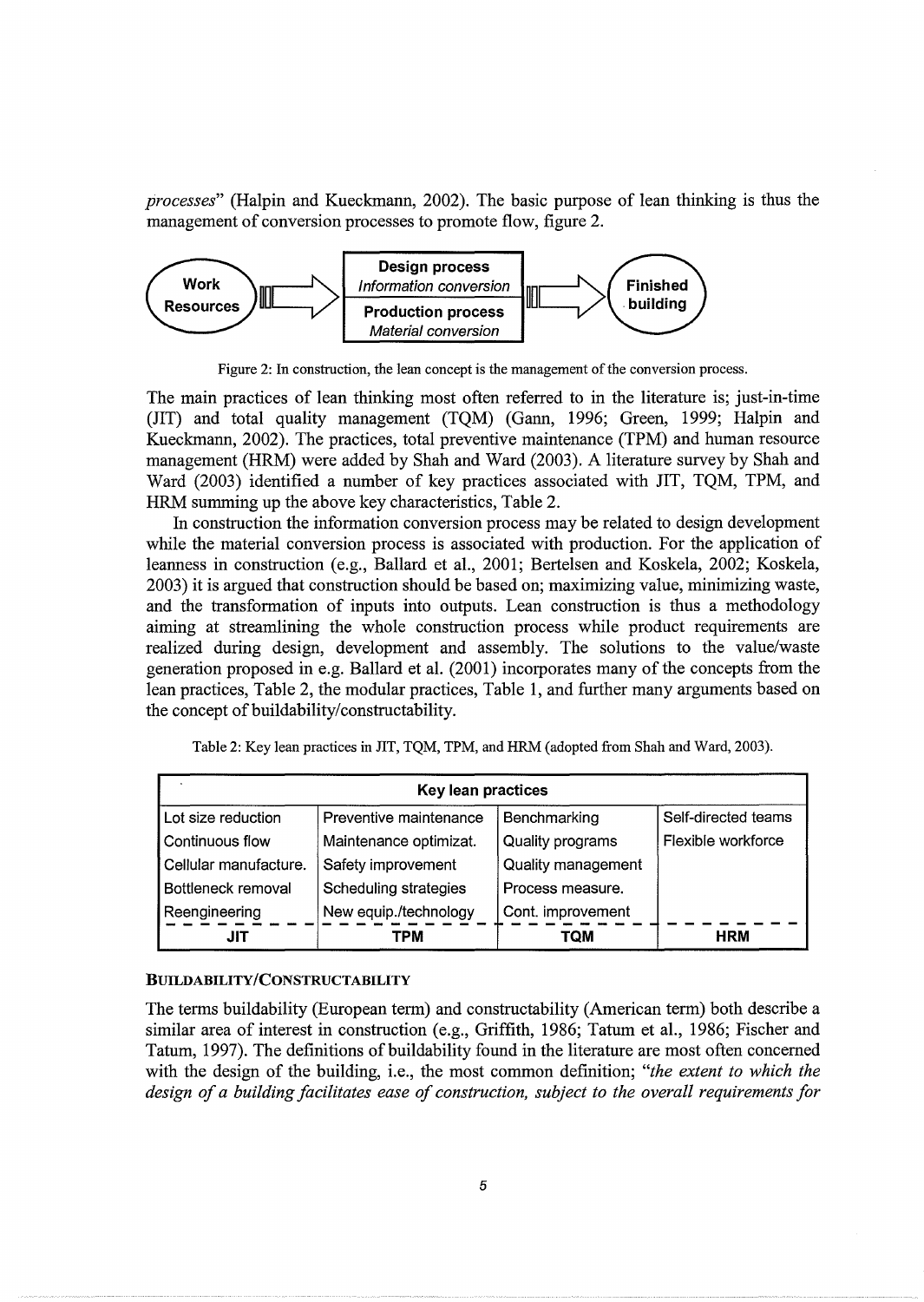*processes*" (Halpin and Kueckmann, 2002). The basic purpose of lean thinking is thus the management of conversion processes to promote flow, figure 2.

Figure 2: In construction, the lean concept is the management of the conversion process.

The main practices of lean thinking most often referred to in the literature is; just-in-time (JIT) and total quality management (TQM) (Gann, 1996; Green, 1999; Halpin and Kueckmann, 2002). The practices, total preventive maintenance (TPM) and human resource management (HRM) were added by Shah and Ward (2003). A literature survey by Shah and Ward (2003) identified a number of key practices associated with JIT, TQM, TPM, and HRM summing up the above key characteristics, Table 2.

In construction the information conversion process may be related to design development while the material conversion process is associated with production. For the application of leanness in construction (e.g., Ballard et al., 2001; Bertelsen and Koskela, 2002; Koskela, 2003) it is argued that construction should be based on; maximizing value, minimizing waste, and the transformation of inputs into outputs. Lean construction is thus a methodology aiming at streamlining the whole construction process while product requirements are realized during design, development and assembly. The solutions to the value/waste generation proposed in e.g. Ballard et al. (2001) incorporates many of the concepts from the lean practices, Table 2, the modular practices, Table 1, and further many arguments based on the concept of buildability/constructability.

Table 2: Key lean practices in JIT, TQM, TPM, and HRM (adopted from Shah and Ward, 2003).

| Key lean practices | | | |
|---|---|---|---|
| Lot size reduction | Preventive maintenance | Benchmarking | Self-directed teams |
| Continuous flow | Maintenance optimizat. | Quality programs | Flexible workforce |
| Cellular manufacture. | Safety improvement | Quality management | |
| Bottleneck removal | Scheduling strategies | Process measure. | |
| Reengineering | New equip./technology | Cont. improvement | |
| **JIT** | **TPM** | **TQM** | **HRM** |

### BUILDABILITY/CONSTRUCTABILITY

The terms buildability (European term) and constructability (American term) both describe a similar area of interest in construction (e.g., Griffith, 1986; Tatum et al., 1986; Fischer and Tatum, 1997). The definitions of buildability found in the literature are most often concerned with the design of the building, i.e., the most common definition; "*the extent to which the design of a building facilitates ease of construction, subject to the overall requirements for*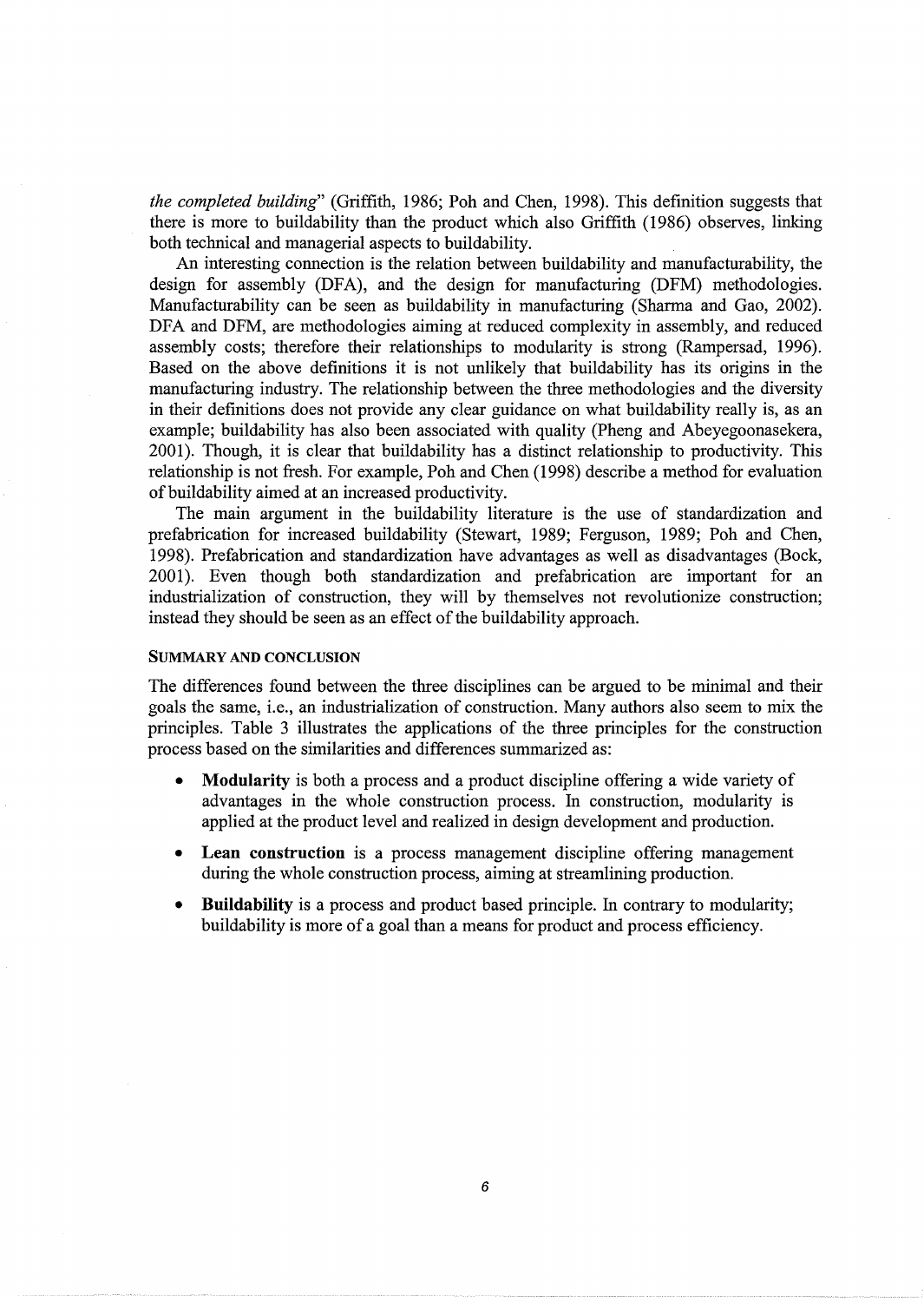*the completed building*" (Griffith, 1986; Poh and Chen, 1998). This definition suggests that there is more to buildability than the product which also Griffith (1986) observes, linking both technical and managerial aspects to buildability.

An interesting connection is the relation between buildability and manufacturability, the design for assembly (DFA), and the design for manufacturing (DFM) methodologies. Manufacturability can be seen as buildability in manufacturing (Sharma and Gao, 2002). DFA and DFM, are methodologies aiming at reduced complexity in assembly, and reduced assembly costs; therefore their relationships to modularity is strong (Rampersad, 1996). Based on the above definitions it is not unlikely that buildability has its origins in the manufacturing industry. The relationship between the three methodologies and the diversity in their definitions does not provide any clear guidance on what buildability really is, as an example; buildability has also been associated with quality (Pheng and Abeyegoonasekera, 2001). Though, it is clear that buildability has a distinct relationship to productivity. This relationship is not fresh. For example, Poh and Chen (1998) describe a method for evaluation of buildability aimed at an increased productivity.

The main argument in the buildability literature is the use of standardization and prefabrication for increased buildability (Stewart, 1989; Ferguson, 1989; Poh and Chen, 1998). Prefabrication and standardization have advantages as well as disadvantages (Bock, 2001). Even though both standardization and prefabrication are important for an industrialization of construction, they will by themselves not revolutionize construction; instead they should be seen as an effect of the buildability approach.

## SUMMARY AND CONCLUSION

The differences found between the three disciplines can be argued to be minimal and their goals the same, i.e., an industrialization of construction. Many authors also seem to mix the principles. Table 3 illustrates the applications of the three principles for the construction process based on the similarities and differences summarized as:

- **Modularity** is both a process and a product discipline offering a wide variety of advantages in the whole construction process. In construction, modularity is applied at the product level and realized in design development and production.
- **Lean construction** is a process management discipline offering management during the whole construction process, aiming at streamlining production.
- **Buildability** is a process and product based principle. In contrary to modularity; buildability is more of a goal than a means for product and process efficiency.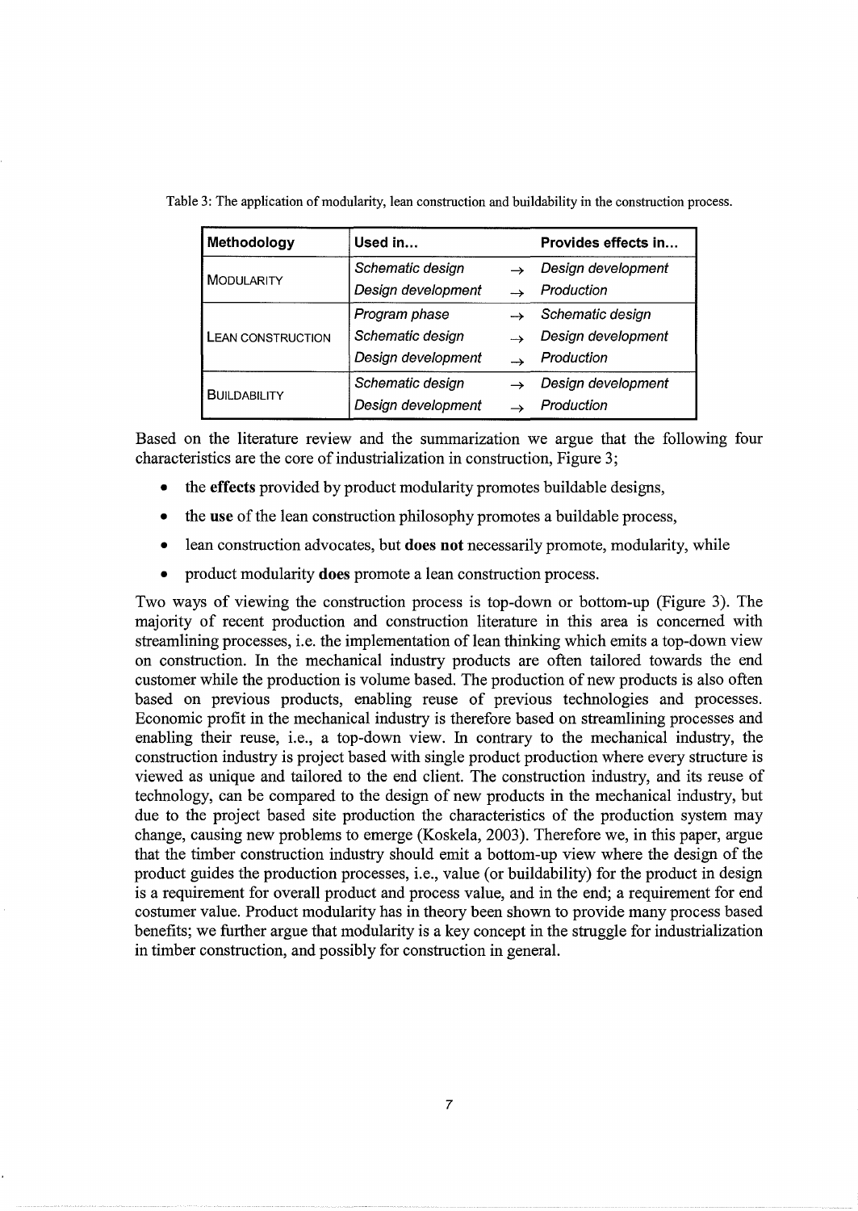Table 3: The application of modularity, lean construction and buildability in the construction process.

| Methodology | Used in... | | Provides effects in... |
|---|---|---|---|
| MODULARITY | *Schematic design* | → | *Design development* |
| | *Design development* | → | *Production* |
| LEAN CONSTRUCTION | *Program phase* | → | *Schematic design* |
| | *Schematic design* | → | *Design development* |
| | *Design development* | → | *Production* |
| BUILDABILITY | *Schematic design* | → | *Design development* |
| | *Design development* | → | *Production* |

Based on the literature review and the summarization we argue that the following four characteristics are the core of industrialization in construction, Figure 3;

- the **effects** provided by product modularity promotes buildable designs,
- the **use** of the lean construction philosophy promotes a buildable process,
- lean construction advocates, but **does not** necessarily promote, modularity, while
- product modularity **does** promote a lean construction process.

Two ways of viewing the construction process is top-down or bottom-up (Figure 3). The majority of recent production and construction literature in this area is concerned with streamlining processes, i.e. the implementation of lean thinking which emits a top-down view on construction. In the mechanical industry products are often tailored towards the end customer while the production is volume based. The production of new products is also often based on previous products, enabling reuse of previous technologies and processes. Economic profit in the mechanical industry is therefore based on streamlining processes and enabling their reuse, i.e., a top-down view. In contrary to the mechanical industry, the construction industry is project based with single product production where every structure is viewed as unique and tailored to the end client. The construction industry, and its reuse of technology, can be compared to the design of new products in the mechanical industry, but due to the project based site production the characteristics of the production system may change, causing new problems to emerge (Koskela, 2003). Therefore we, in this paper, argue that the timber construction industry should emit a bottom-up view where the design of the product guides the production processes, i.e., value (or buildability) for the product in design is a requirement for overall product and process value, and in the end; a requirement for end costumer value. Product modularity has in theory been shown to provide many process based benefits; we further argue that modularity is a key concept in the struggle for industrialization in timber construction, and possibly for construction in general.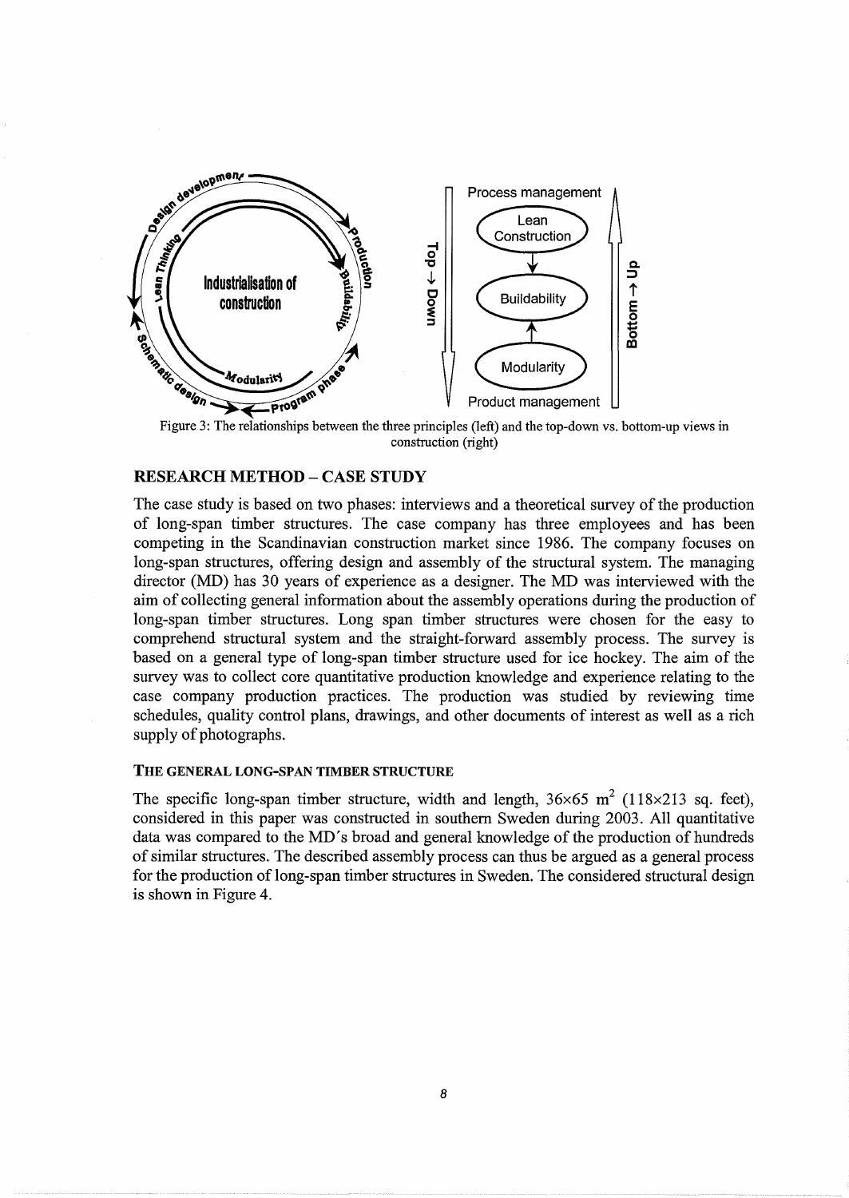Figure 3: The relationships between the three principles (left) and the top-down vs. bottom-up views in construction (right)

## RESEARCH METHOD – CASE STUDY

The case study is based on two phases: interviews and a theoretical survey of the production of long-span timber structures. The case company has three employees and has been competing in the Scandinavian construction market since 1986. The company focuses on long-span structures, offering design and assembly of the structural system. The managing director (MD) has 30 years of experience as a designer. The MD was interviewed with the aim of collecting general information about the assembly operations during the production of long-span timber structures. Long span timber structures were chosen for the easy to comprehend structural system and the straight-forward assembly process. The survey is based on a general type of long-span timber structure used for ice hockey. The aim of the survey was to collect core quantitative production knowledge and experience relating to the case company production practices. The production was studied by reviewing time schedules, quality control plans, drawings, and other documents of interest as well as a rich supply of photographs.

### THE GENERAL LONG-SPAN TIMBER STRUCTURE

The specific long-span timber structure, width and length, $36 \times 65$ m$^2$ ($118 \times 213$ sq. feet), considered in this paper was constructed in southern Sweden during 2003. All quantitative data was compared to the MD's broad and general knowledge of the production of hundreds of similar structures. The described assembly process can thus be argued as a general process for the production of long-span timber structures in Sweden. The considered structural design is shown in Figure 4.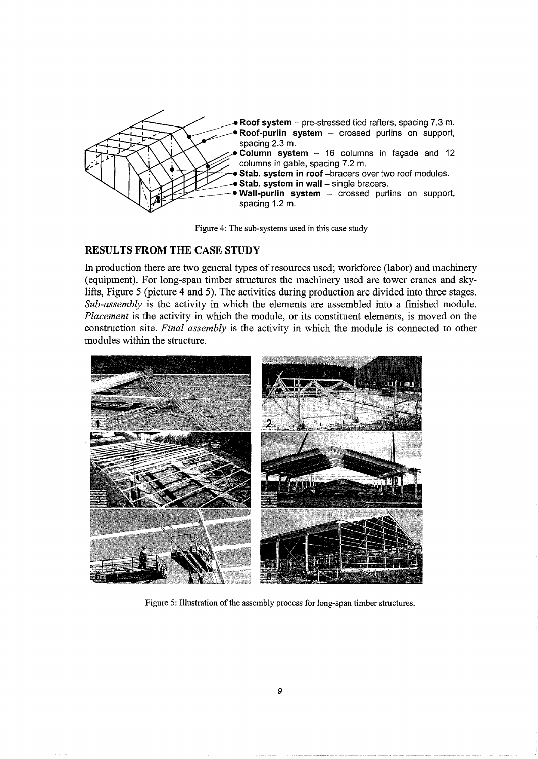- **Roof system** – pre-stressed tied rafters, spacing 7.3 m.
- **Roof-purlin system** – crossed purlins on support, spacing 2.3 m.
- **Column system** – 16 columns in façade and 12 columns in gable, spacing 7.2 m.
- **Stab. system in roof** –bracers over two roof modules.
- **Stab. system in wall** – single bracers.
- **Wall-purlin system** – crossed purlins on support, spacing 1.2 m.

Figure 4: The sub-systems used in this case study

## RESULTS FROM THE CASE STUDY

In production there are two general types of resources used; workforce (labor) and machinery (equipment). For long-span timber structures the machinery used are tower cranes and sky-lifts, Figure 5 (picture 4 and 5). The activities during production are divided into three stages. *Sub-assembly* is the activity in which the elements are assembled into a finished module. *Placement* is the activity in which the module, or its constituent elements, is moved on the construction site. *Final assembly* is the activity in which the module is connected to other modules within the structure.

Figure 5: Illustration of the assembly process for long-span timber structures.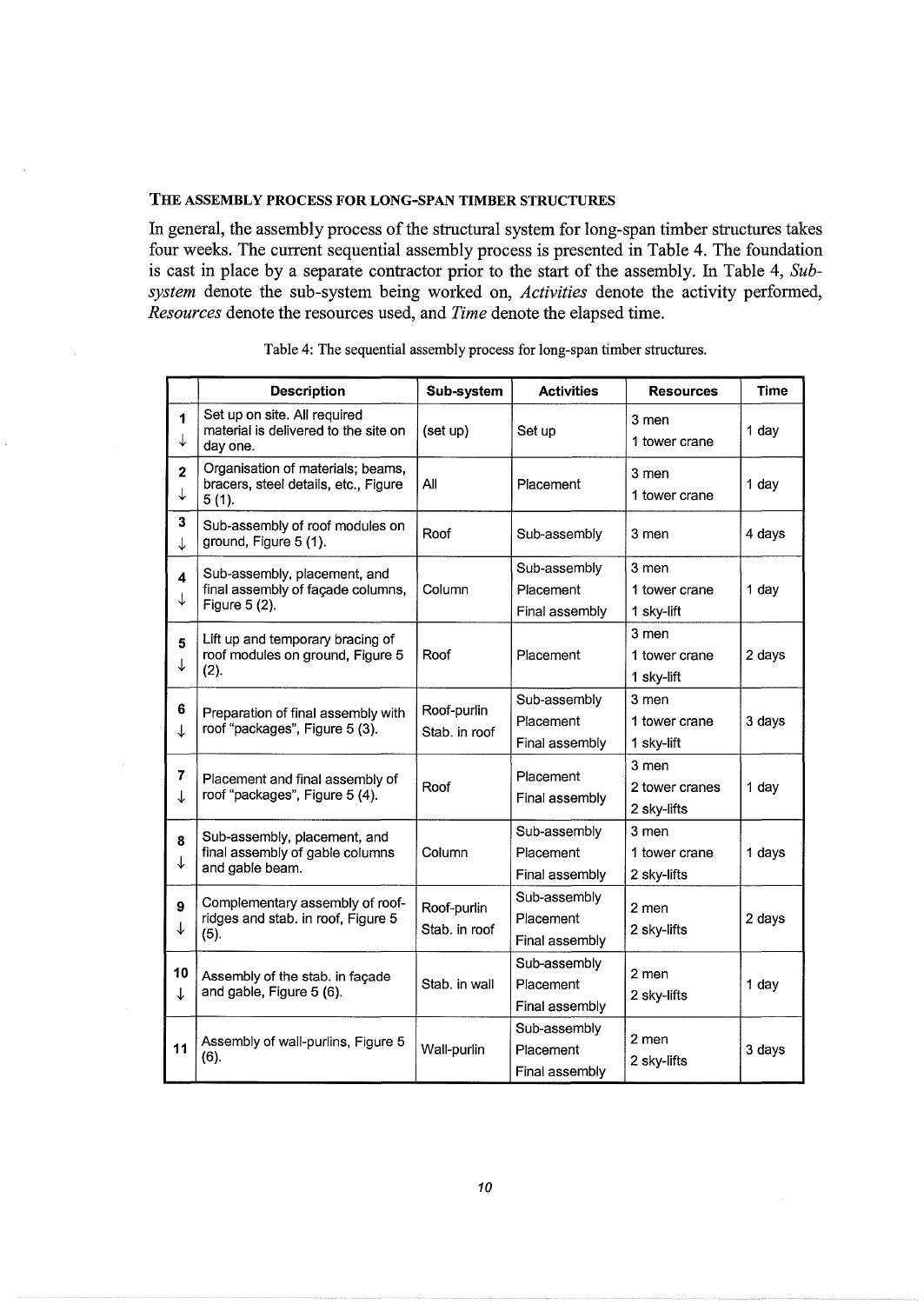### THE ASSEMBLY PROCESS FOR LONG-SPAN TIMBER STRUCTURES

In general, the assembly process of the structural system for long-span timber structures takes four weeks. The current sequential assembly process is presented in Table 4. The foundation is cast in place by a separate contractor prior to the start of the assembly. In Table 4, *Sub-system* denote the sub-system being worked on, *Activities* denote the activity performed, *Resources* denote the resources used, and *Time* denote the elapsed time.

Table 4: The sequential assembly process for long-span timber structures.

| | Description | Sub-system | Activities | Resources | Time |
|---|---|---|---|---|---|
| 1 ↓ | Set up on site. All required material is delivered to the site on day one. | (set up) | Set up | 3 men<br>1 tower crane | 1 day |
| 2 ↓ | Organisation of materials; beams, bracers, steel details, etc., Figure 5 (1). | All | Placement | 3 men<br>1 tower crane | 1 day |
| 3 ↓ | Sub-assembly of roof modules on ground, Figure 5 (1). | Roof | Sub-assembly | 3 men | 4 days |
| 4 ↓ | Sub-assembly, placement, and final assembly of façade columns, Figure 5 (2). | Column | Sub-assembly<br>Placement<br>Final assembly | 3 men<br>1 tower crane<br>1 sky-lift | 1 day |
| 5 ↓ | Lift up and temporary bracing of roof modules on ground, Figure 5 (2). | Roof | Placement | 3 men<br>1 tower crane<br>1 sky-lift | 2 days |
| 6 ↓ | Preparation of final assembly with roof "packages", Figure 5 (3). | Roof-purlin<br>Stab. in roof | Sub-assembly<br>Placement<br>Final assembly | 3 men<br>1 tower crane<br>1 sky-lift | 3 days |
| 7 ↓ | Placement and final assembly of roof "packages", Figure 5 (4). | Roof | Placement<br>Final assembly | 3 men<br>2 tower cranes<br>2 sky-lifts | 1 day |
| 8 ↓ | Sub-assembly, placement, and final assembly of gable columns and gable beam. | Column | Sub-assembly<br>Placement<br>Final assembly | 3 men<br>1 tower crane<br>2 sky-lifts | 1 days |
| 9 ↓ | Complementary assembly of roof-ridges and stab. in roof, Figure 5 (5). | Roof-purlin<br>Stab. in roof | Sub-assembly<br>Placement<br>Final assembly | 2 men<br>2 sky-lifts | 2 days |
| 10 ↓ | Assembly of the stab. in façade and gable, Figure 5 (6). | Stab. in wall | Sub-assembly<br>Placement<br>Final assembly | 2 men<br>2 sky-lifts | 1 day |
| 11 | Assembly of wall-purlins, Figure 5 (6). | Wall-purlin | Sub-assembly<br>Placement<br>Final assembly | 2 men<br>2 sky-lifts | 3 days |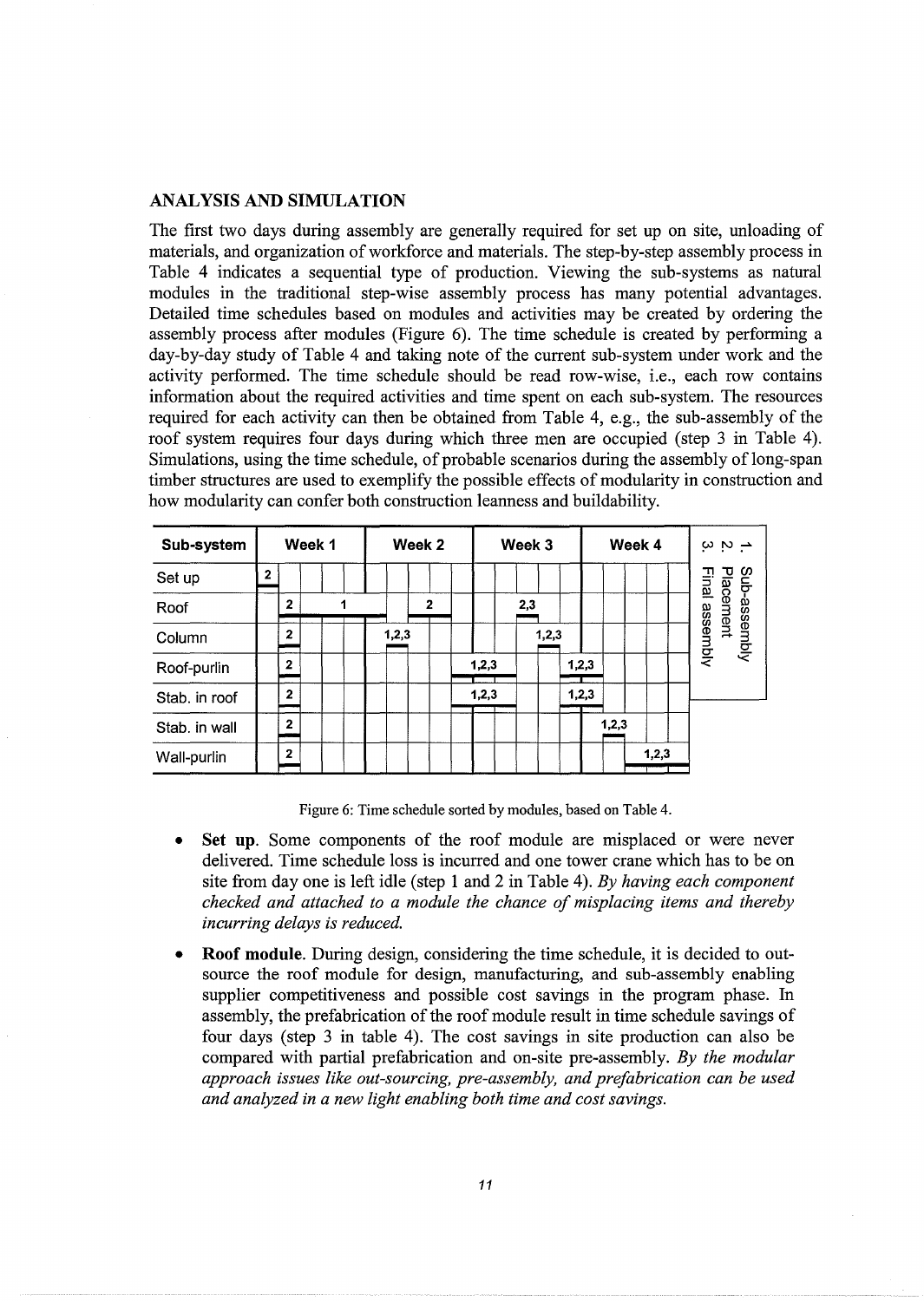## ANALYSIS AND SIMULATION

The first two days during assembly are generally required for set up on site, unloading of materials, and organization of workforce and materials. The step-by-step assembly process in Table 4 indicates a sequential type of production. Viewing the sub-systems as natural modules in the traditional step-wise assembly process has many potential advantages. Detailed time schedules based on modules and activities may be created by ordering the assembly process after modules (Figure 6). The time schedule is created by performing a day-by-day study of Table 4 and taking note of the current sub-system under work and the activity performed. The time schedule should be read row-wise, i.e., each row contains information about the required activities and time spent on each sub-system. The resources required for each activity can then be obtained from Table 4, e.g., the sub-assembly of the roof system requires four days during which three men are occupied (step 3 in Table 4). Simulations, using the time schedule, of probable scenarios during the assembly of long-span timber structures are used to exemplify the possible effects of modularity in construction and how modularity can confer both construction leanness and buildability.

| Sub-system | Week 1 | | | | | Week 2 | | | | | Week 3 | | | | | Week 4 | | | | |
|---|---|---|---|---|---|---|---|---|---|---|---|---|---|---|---|---|---|---|---|---|
| Set up | 2 | | | | | | | | | | | | | | | | | | | |
| Roof | | 2 | | 1 | | | | 2 | | | | | 2,3 | | | | | | | |
| Column | | 2 | | | | | 1,2,3 | | | | | | | 1,2,3 | | | | | | |
| Roof-purlin | | 2 | | | | | | | | | 1,2,3 | | | | | 1,2,3 | | | | |
| Stab. in roof | | 2 | | | | | | | | | 1,2,3 | | | | | 1,2,3 | | | | |
| Stab. in wall | | 2 | | | | | | | | | | | | | | | 1,2,3 | | | |
| Wall-purlin | | 2 | | | | | | | | | | | | | | | | | 1,2,3 | |

1. Sub-assembly
2. Placement
3. Final assembly

Figure 6: Time schedule sorted by modules, based on Table 4.

- **Set up**. Some components of the roof module are misplaced or were never delivered. Time schedule loss is incurred and one tower crane which has to be on site from day one is left idle (step 1 and 2 in Table 4). *By having each component checked and attached to a module the chance of misplacing items and thereby incurring delays is reduced.*

- **Roof module**. During design, considering the time schedule, it is decided to out-source the roof module for design, manufacturing, and sub-assembly enabling supplier competitiveness and possible cost savings in the program phase. In assembly, the prefabrication of the roof module result in time schedule savings of four days (step 3 in table 4). The cost savings in site production can also be compared with partial prefabrication and on-site pre-assembly. *By the modular approach issues like out-sourcing, pre-assembly, and prefabrication can be used and analyzed in a new light enabling both time and cost savings.*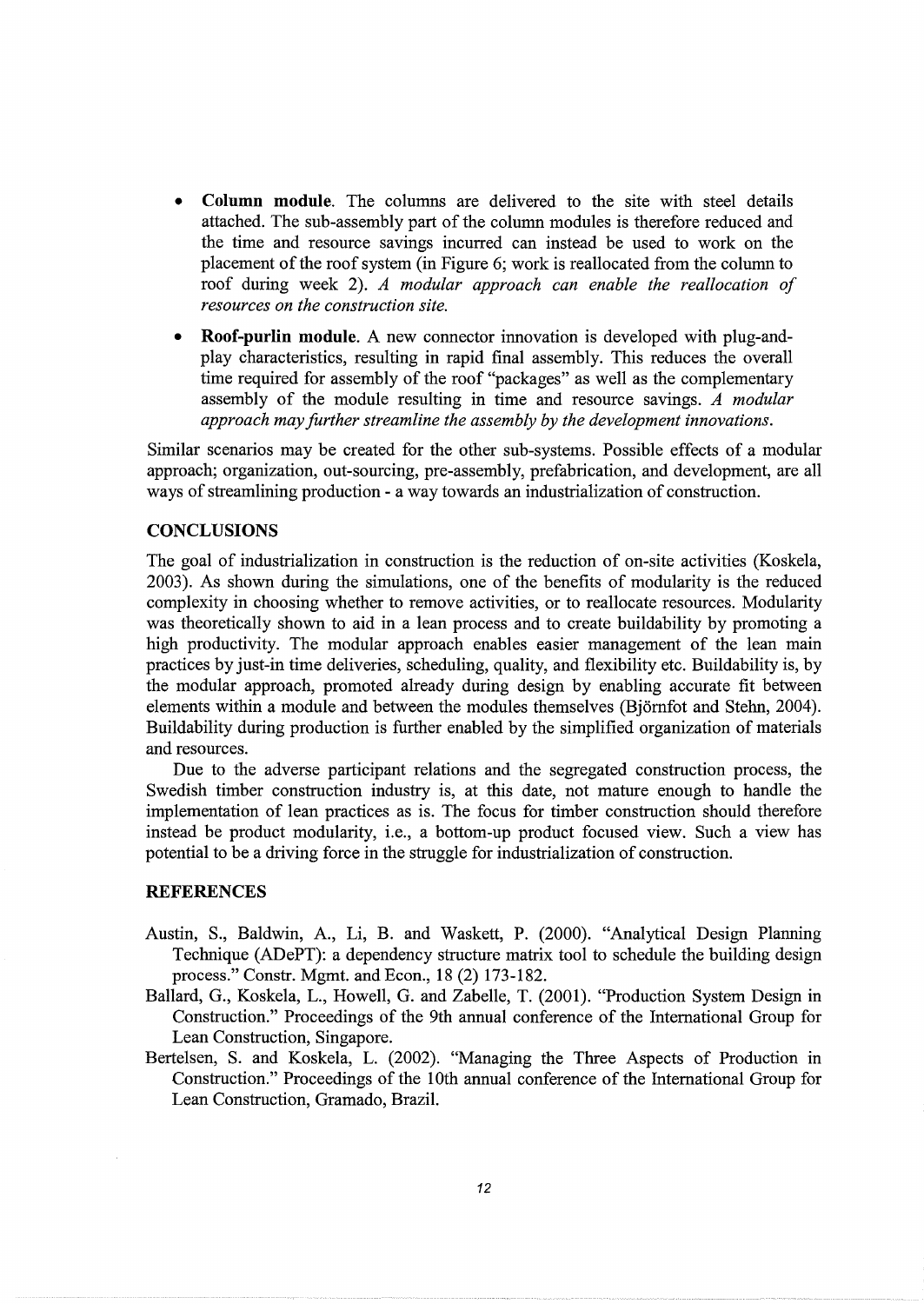- **Column module**. The columns are delivered to the site with steel details attached. The sub-assembly part of the column modules is therefore reduced and the time and resource savings incurred can instead be used to work on the placement of the roof system (in Figure 6; work is reallocated from the column to roof during week 2). *A modular approach can enable the reallocation of resources on the construction site.*
- **Roof-purlin module**. A new connector innovation is developed with plug-and-play characteristics, resulting in rapid final assembly. This reduces the overall time required for assembly of the roof "packages" as well as the complementary assembly of the module resulting in time and resource savings. *A modular approach may further streamline the assembly by the development innovations.*

Similar scenarios may be created for the other sub-systems. Possible effects of a modular approach; organization, out-sourcing, pre-assembly, prefabrication, and development, are all ways of streamlining production - a way towards an industrialization of construction.

## CONCLUSIONS

The goal of industrialization in construction is the reduction of on-site activities (Koskela, 2003). As shown during the simulations, one of the benefits of modularity is the reduced complexity in choosing whether to remove activities, or to reallocate resources. Modularity was theoretically shown to aid in a lean process and to create buildability by promoting a high productivity. The modular approach enables easier management of the lean main practices by just-in time deliveries, scheduling, quality, and flexibility etc. Buildability is, by the modular approach, promoted already during design by enabling accurate fit between elements within a module and between the modules themselves (Björnfot and Stehn, 2004). Buildability during production is further enabled by the simplified organization of materials and resources.

Due to the adverse participant relations and the segregated construction process, the Swedish timber construction industry is, at this date, not mature enough to handle the implementation of lean practices as is. The focus for timber construction should therefore instead be product modularity, i.e., a bottom-up product focused view. Such a view has potential to be a driving force in the struggle for industrialization of construction.

## REFERENCES

Austin, S., Baldwin, A., Li, B. and Waskett, P. (2000). "Analytical Design Planning Technique (ADePT): a dependency structure matrix tool to schedule the building design process." Constr. Mgmt. and Econ., 18 (2) 173-182.

Ballard, G., Koskela, L., Howell, G. and Zabelle, T. (2001). "Production System Design in Construction." Proceedings of the 9th annual conference of the International Group for Lean Construction, Singapore.

Bertelsen, S. and Koskela, L. (2002). "Managing the Three Aspects of Production in Construction." Proceedings of the 10th annual conference of the International Group for Lean Construction, Gramado, Brazil.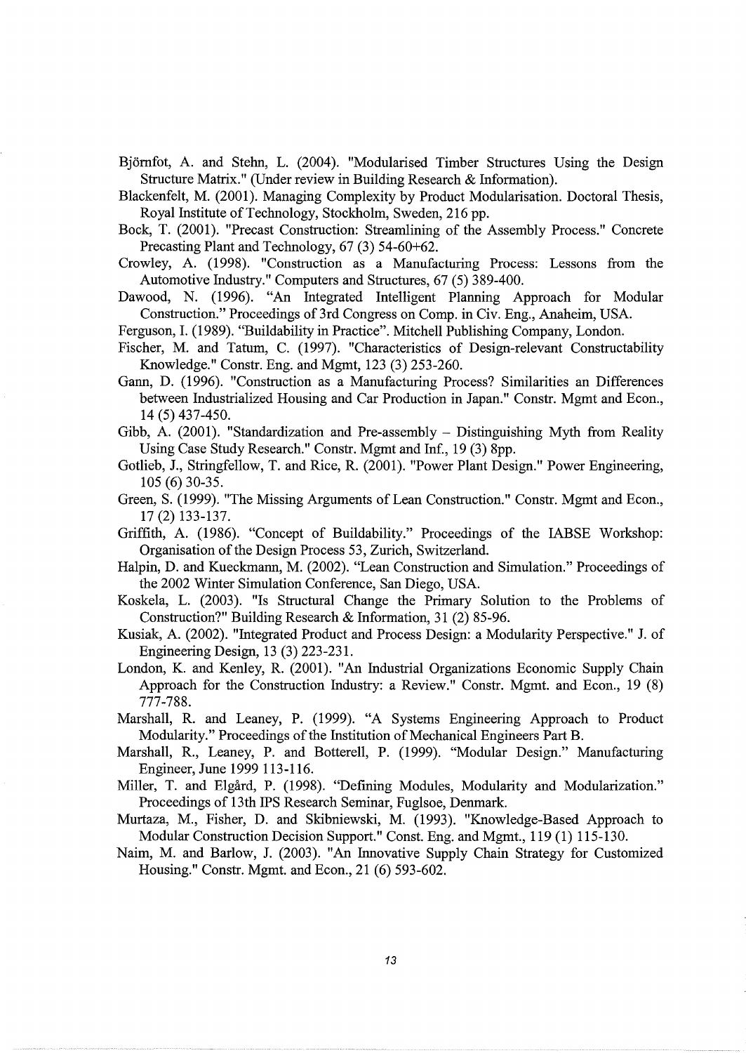Björnfot, A. and Stehn, L. (2004). "Modularised Timber Structures Using the Design Structure Matrix." (Under review in Building Research & Information).

Blackenfelt, M. (2001). Managing Complexity by Product Modularisation. Doctoral Thesis, Royal Institute of Technology, Stockholm, Sweden, 216 pp.

Bock, T. (2001). "Precast Construction: Streamlining of the Assembly Process." Concrete Precasting Plant and Technology, 67 (3) 54-60+62.

Crowley, A. (1998). "Construction as a Manufacturing Process: Lessons from the Automotive Industry." Computers and Structures, 67 (5) 389-400.

Dawood, N. (1996). "An Integrated Intelligent Planning Approach for Modular Construction." Proceedings of 3rd Congress on Comp. in Civ. Eng., Anaheim, USA.

Ferguson, I. (1989). "Buildability in Practice". Mitchell Publishing Company, London.

Fischer, M. and Tatum, C. (1997). "Characteristics of Design-relevant Constructability Knowledge." Constr. Eng. and Mgmt, 123 (3) 253-260.

Gann, D. (1996). "Construction as a Manufacturing Process? Similarities an Differences between Industrialized Housing and Car Production in Japan." Constr. Mgmt and Econ., 14 (5) 437-450.

Gibb, A. (2001). "Standardization and Pre-assembly – Distinguishing Myth from Reality Using Case Study Research." Constr. Mgmt and Inf., 19 (3) 8pp.

Gotlieb, J., Stringfellow, T. and Rice, R. (2001). "Power Plant Design." Power Engineering, 105 (6) 30-35.

Green, S. (1999). "The Missing Arguments of Lean Construction." Constr. Mgmt and Econ., 17 (2) 133-137.

Griffith, A. (1986). "Concept of Buildability." Proceedings of the IABSE Workshop: Organisation of the Design Process 53, Zurich, Switzerland.

Halpin, D. and Kueckmann, M. (2002). "Lean Construction and Simulation." Proceedings of the 2002 Winter Simulation Conference, San Diego, USA.

Koskela, L. (2003). "Is Structural Change the Primary Solution to the Problems of Construction?" Building Research & Information, 31 (2) 85-96.

Kusiak, A. (2002). "Integrated Product and Process Design: a Modularity Perspective." J. of Engineering Design, 13 (3) 223-231.

London, K. and Kenley, R. (2001). "An Industrial Organizations Economic Supply Chain Approach for the Construction Industry: a Review." Constr. Mgmt. and Econ., 19 (8) 777-788.

Marshall, R. and Leaney, P. (1999). "A Systems Engineering Approach to Product Modularity." Proceedings of the Institution of Mechanical Engineers Part B.

Marshall, R., Leaney, P. and Botterell, P. (1999). "Modular Design." Manufacturing Engineer, June 1999 113-116.

Miller, T. and Elgård, P. (1998). "Defining Modules, Modularity and Modularization." Proceedings of 13th IPS Research Seminar, Fuglsoe, Denmark.

Murtaza, M., Fisher, D. and Skibniewski, M. (1993). "Knowledge-Based Approach to Modular Construction Decision Support." Const. Eng. and Mgmt., 119 (1) 115-130.

Naim, M. and Barlow, J. (2003). "An Innovative Supply Chain Strategy for Customized Housing." Constr. Mgmt. and Econ., 21 (6) 593-602.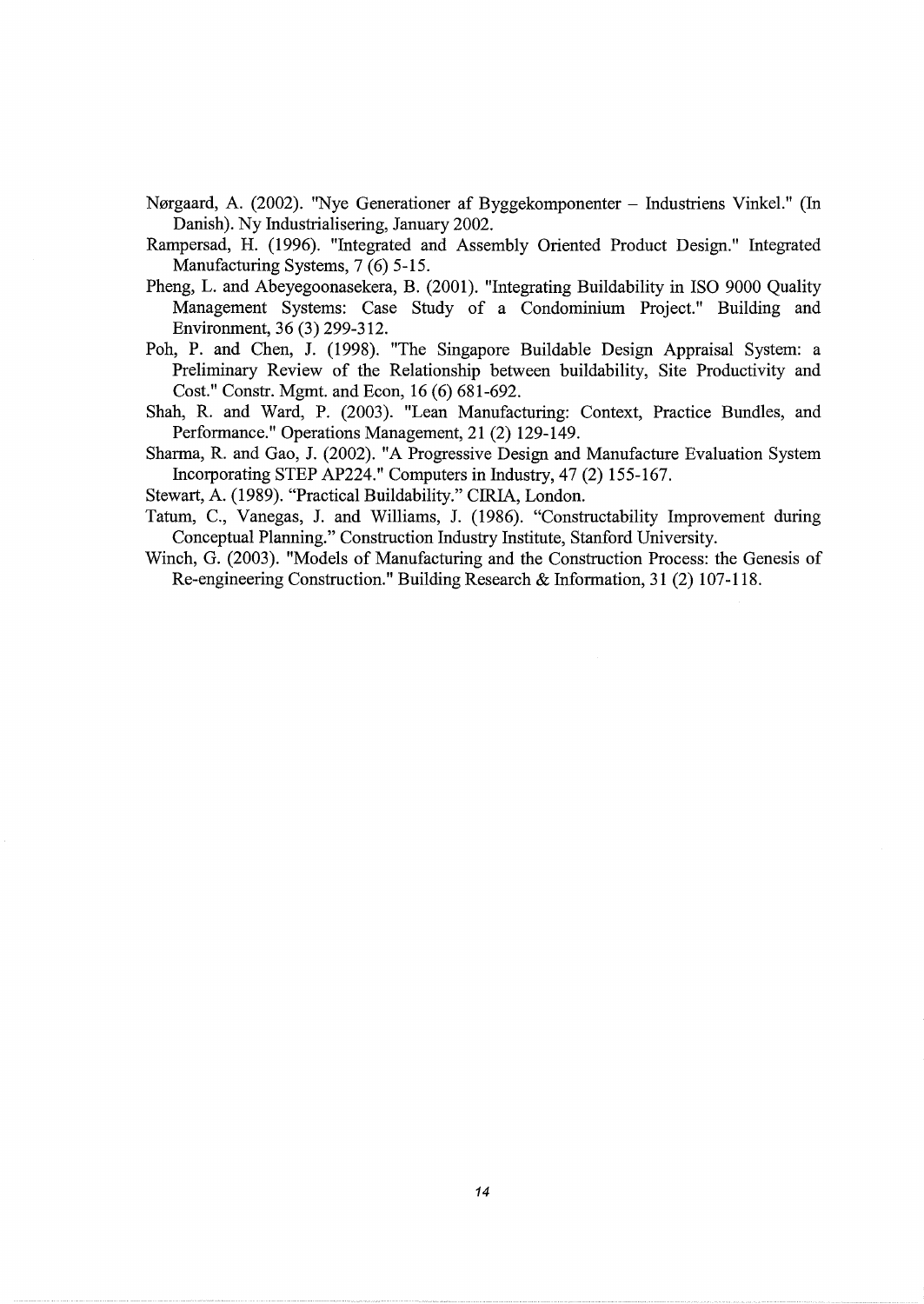Nørgaard, A. (2002). "Nye Generationer af Byggekomponenter – Industriens Vinkel." (In Danish). Ny Industrialisering, January 2002.

Rampersad, H. (1996). "Integrated and Assembly Oriented Product Design." Integrated Manufacturing Systems, 7 (6) 5-15.

Pheng, L. and Abeyegoonasekera, B. (2001). "Integrating Buildability in ISO 9000 Quality Management Systems: Case Study of a Condominium Project." Building and Environment, 36 (3) 299-312.

Poh, P. and Chen, J. (1998). "The Singapore Buildable Design Appraisal System: a Preliminary Review of the Relationship between buildability, Site Productivity and Cost." Constr. Mgmt. and Econ, 16 (6) 681-692.

Shah, R. and Ward, P. (2003). "Lean Manufacturing: Context, Practice Bundles, and Performance." Operations Management, 21 (2) 129-149.

Sharma, R. and Gao, J. (2002). "A Progressive Design and Manufacture Evaluation System Incorporating STEP AP224." Computers in Industry, 47 (2) 155-167.

Stewart, A. (1989). "Practical Buildability." CIRIA, London.

Tatum, C., Vanegas, J. and Williams, J. (1986). "Constructability Improvement during Conceptual Planning." Construction Industry Institute, Stanford University.

Winch, G. (2003). "Models of Manufacturing and the Construction Process: the Genesis of Re-engineering Construction." Building Research & Information, 31 (2) 107-118.